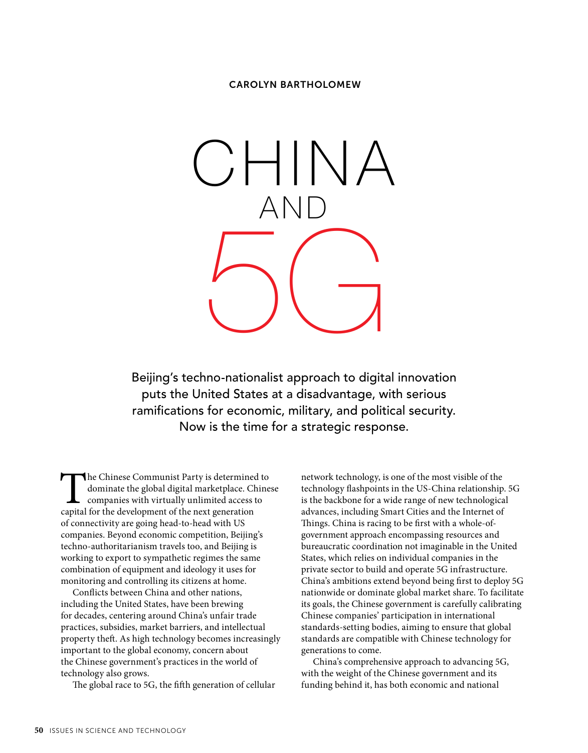CAROLYN BARTHOLOMEW

# CHINA AND 5G

Beijing's techno-nationalist approach to digital innovation puts the United States at a disadvantage, with serious ramifications for economic, military, and political security. Now is the time for a strategic response.

The Chinese Communist Party is determined to dominate the global digital marketplace. Chinese companies with virtually unlimited access to capital for the development of the next generation of connectivity are going head-to-head with US companies. Beyond economic competition, Beijing's techno-authoritarianism travels too, and Beijing is working to export to sympathetic regimes the same combination of equipment and ideology it uses for monitoring and controlling its citizens at home.

Conflicts between China and other nations, including the United States, have been brewing for decades, centering around China's unfair trade practices, subsidies, market barriers, and intellectual property theft. As high technology becomes increasingly important to the global economy, concern about the Chinese government's practices in the world of technology also grows.

The global race to 5G, the fifth generation of cellular network technology, is one of the most visible of the technology flashpoints in the US-China relationship. 5G is the backbone for a wide range of new technological advances, including Smart Cities and the Internet of Things. China is racing to be first with a whole-of-government approach encompassing resources and bureaucratic coordination not imaginable in the United States, which relies on individual companies in the private sector to build and operate 5G infrastructure. China's ambitions extend beyond being first to deploy 5G nationwide or dominate global market share. To facilitate its goals, the Chinese government is carefully calibrating Chinese companies' participation in international standards-setting bodies, aiming to ensure that global standards are compatible with Chinese technology for generations to come.

China's comprehensive approach to advancing 5G, with the weight of the Chinese government and its funding behind it, has both economic and national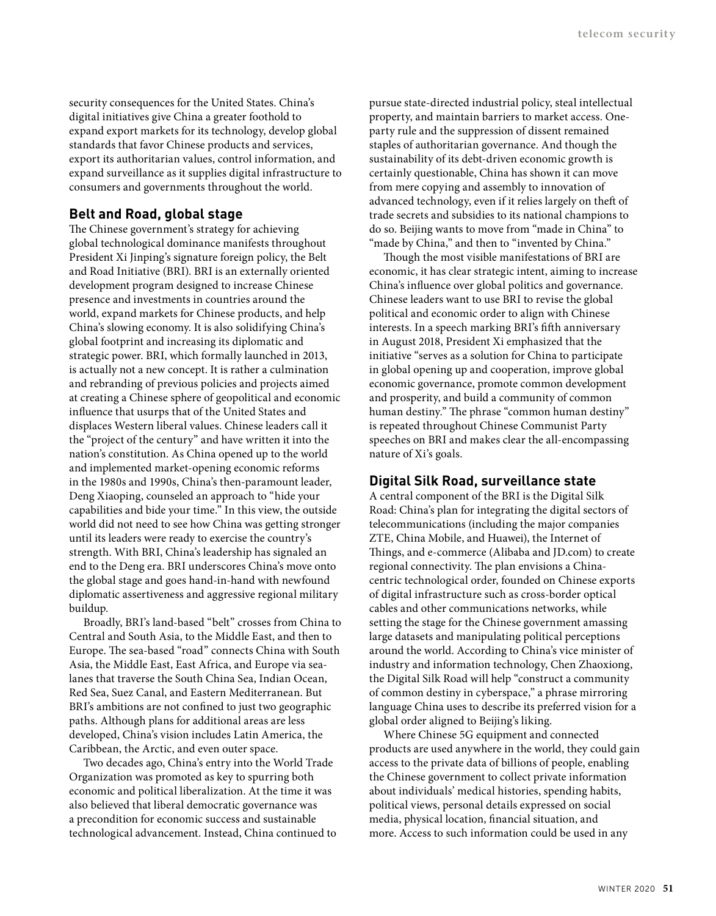security consequences for the United States. China's digital initiatives give China a greater foothold to expand export markets for its technology, develop global standards that favor Chinese products and services, export its authoritarian values, control information, and expand surveillance as it supplies digital infrastructure to consumers and governments throughout the world.

## Belt and Road, global stage

The Chinese government's strategy for achieving global technological dominance manifests throughout President Xi Jinping's signature foreign policy, the Belt and Road Initiative (BRI). BRI is an externally oriented development program designed to increase Chinese presence and investments in countries around the world, expand markets for Chinese products, and help China's slowing economy. It is also solidifying China's global footprint and increasing its diplomatic and strategic power. BRI, which formally launched in 2013, is actually not a new concept. It is rather a culmination and rebranding of previous policies and projects aimed at creating a Chinese sphere of geopolitical and economic influence that usurps that of the United States and displaces Western liberal values. Chinese leaders call it the "project of the century" and have written it into the nation's constitution. As China opened up to the world and implemented market-opening economic reforms in the 1980s and 1990s, China's then-paramount leader, Deng Xiaoping, counseled an approach to "hide your capabilities and bide your time." In this view, the outside world did not need to see how China was getting stronger until its leaders were ready to exercise the country's strength. With BRI, China's leadership has signaled an end to the Deng era. BRI underscores China's move onto the global stage and goes hand-in-hand with newfound diplomatic assertiveness and aggressive regional military buildup.

Broadly, BRI's land-based "belt" crosses from China to Central and South Asia, to the Middle East, and then to Europe. The sea-based "road" connects China with South Asia, the Middle East, East Africa, and Europe via sea-lanes that traverse the South China Sea, Indian Ocean, Red Sea, Suez Canal, and Eastern Mediterranean. But BRI's ambitions are not confined to just two geographic paths. Although plans for additional areas are less developed, China's vision includes Latin America, the Caribbean, the Arctic, and even outer space.

Two decades ago, China's entry into the World Trade Organization was promoted as key to spurring both economic and political liberalization. At the time it was also believed that liberal democratic governance was a precondition for economic success and sustainable technological advancement. Instead, China continued to pursue state-directed industrial policy, steal intellectual property, and maintain barriers to market access. One-party rule and the suppression of dissent remained staples of authoritarian governance. And though the sustainability of its debt-driven economic growth is certainly questionable, China has shown it can move from mere copying and assembly to innovation of advanced technology, even if it relies largely on theft of trade secrets and subsidies to its national champions to do so. Beijing wants to move from "made in China" to "made by China," and then to "invented by China."

Though the most visible manifestations of BRI are economic, it has clear strategic intent, aiming to increase China's influence over global politics and governance. Chinese leaders want to use BRI to revise the global political and economic order to align with Chinese interests. In a speech marking BRI's fifth anniversary in August 2018, President Xi emphasized that the initiative "serves as a solution for China to participate in global opening up and cooperation, improve global economic governance, promote common development and prosperity, and build a community of common human destiny." The phrase "common human destiny" is repeated throughout Chinese Communist Party speeches on BRI and makes clear the all-encompassing nature of Xi's goals.

## Digital Silk Road, surveillance state

A central component of the BRI is the Digital Silk Road: China's plan for integrating the digital sectors of telecommunications (including the major companies ZTE, China Mobile, and Huawei), the Internet of Things, and e-commerce (Alibaba and JD.com) to create regional connectivity. The plan envisions a China-centric technological order, founded on Chinese exports of digital infrastructure such as cross-border optical cables and other communications networks, while setting the stage for the Chinese government amassing large datasets and manipulating political perceptions around the world. According to China's vice minister of industry and information technology, Chen Zhaoxiong, the Digital Silk Road will help "construct a community of common destiny in cyberspace," a phrase mirroring language China uses to describe its preferred vision for a global order aligned to Beijing's liking.

Where Chinese 5G equipment and connected products are used anywhere in the world, they could gain access to the private data of billions of people, enabling the Chinese government to collect private information about individuals' medical histories, spending habits, political views, personal details expressed on social media, physical location, financial situation, and more. Access to such information could be used in any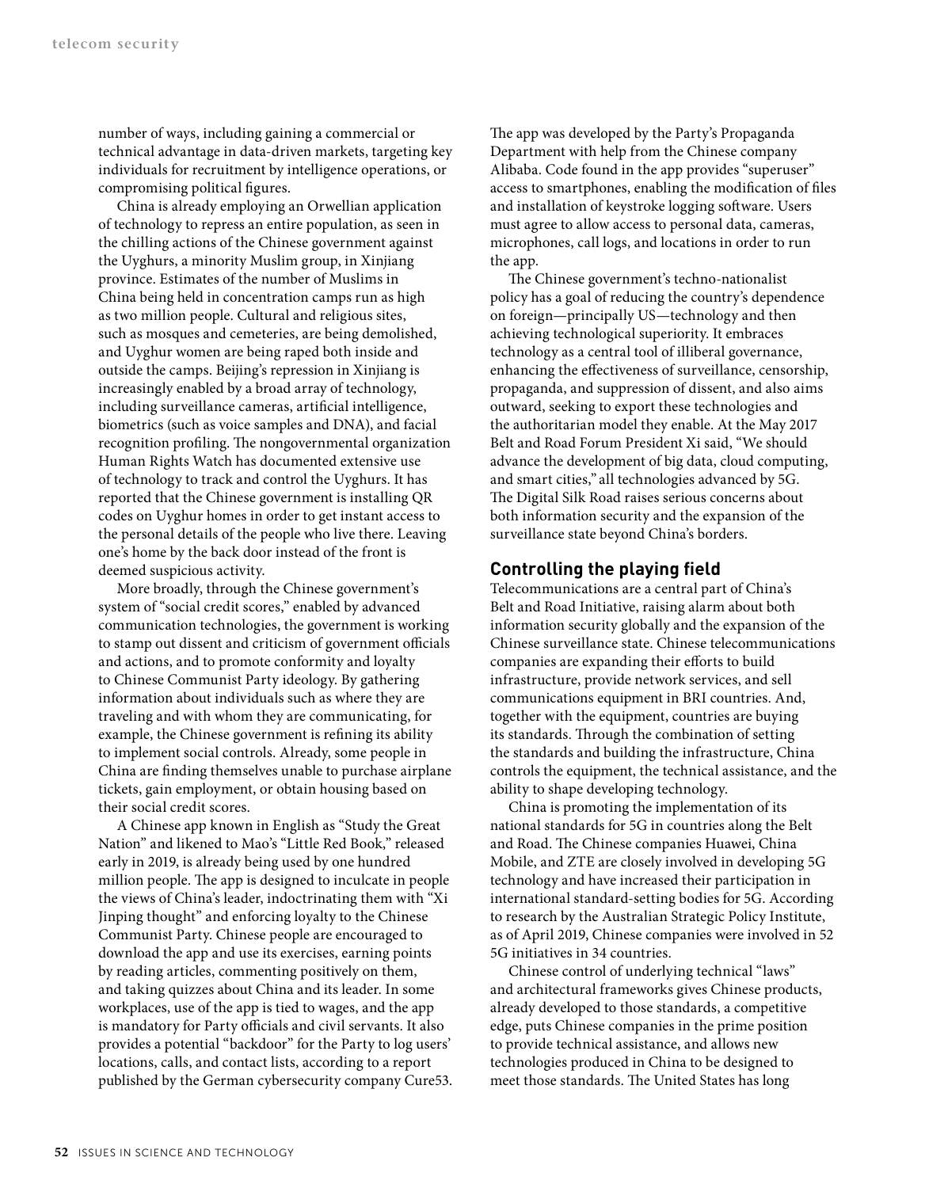number of ways, including gaining a commercial or technical advantage in data-driven markets, targeting key individuals for recruitment by intelligence operations, or compromising political figures.

China is already employing an Orwellian application of technology to repress an entire population, as seen in the chilling actions of the Chinese government against the Uyghurs, a minority Muslim group, in Xinjiang province. Estimates of the number of Muslims in China being held in concentration camps run as high as two million people. Cultural and religious sites, such as mosques and cemeteries, are being demolished, and Uyghur women are being raped both inside and outside the camps. Beijing's repression in Xinjiang is increasingly enabled by a broad array of technology, including surveillance cameras, artificial intelligence, biometrics (such as voice samples and DNA), and facial recognition profiling. The nongovernmental organization Human Rights Watch has documented extensive use of technology to track and control the Uyghurs. It has reported that the Chinese government is installing QR codes on Uyghur homes in order to get instant access to the personal details of the people who live there. Leaving one's home by the back door instead of the front is deemed suspicious activity.

More broadly, through the Chinese government's system of "social credit scores," enabled by advanced communication technologies, the government is working to stamp out dissent and criticism of government officials and actions, and to promote conformity and loyalty to Chinese Communist Party ideology. By gathering information about individuals such as where they are traveling and with whom they are communicating, for example, the Chinese government is refining its ability to implement social controls. Already, some people in China are finding themselves unable to purchase airplane tickets, gain employment, or obtain housing based on their social credit scores.

A Chinese app known in English as "Study the Great Nation" and likened to Mao's "Little Red Book," released early in 2019, is already being used by one hundred million people. The app is designed to inculcate in people the views of China's leader, indoctrinating them with "Xi Jinping thought" and enforcing loyalty to the Chinese Communist Party. Chinese people are encouraged to download the app and use its exercises, earning points by reading articles, commenting positively on them, and taking quizzes about China and its leader. In some workplaces, use of the app is tied to wages, and the app is mandatory for Party officials and civil servants. It also provides a potential "backdoor" for the Party to log users' locations, calls, and contact lists, according to a report published by the German cybersecurity company Cure53. The app was developed by the Party's Propaganda Department with help from the Chinese company Alibaba. Code found in the app provides "superuser" access to smartphones, enabling the modification of files and installation of keystroke logging software. Users must agree to allow access to personal data, cameras, microphones, call logs, and locations in order to run the app.

The Chinese government's techno-nationalist policy has a goal of reducing the country's dependence on foreign—principally US—technology and then achieving technological superiority. It embraces technology as a central tool of illiberal governance, enhancing the effectiveness of surveillance, censorship, propaganda, and suppression of dissent, and also aims outward, seeking to export these technologies and the authoritarian model they enable. At the May 2017 Belt and Road Forum President Xi said, "We should advance the development of big data, cloud computing, and smart cities," all technologies advanced by 5G. The Digital Silk Road raises serious concerns about both information security and the expansion of the surveillance state beyond China's borders.

## Controlling the playing field

Telecommunications are a central part of China's Belt and Road Initiative, raising alarm about both information security globally and the expansion of the Chinese surveillance state. Chinese telecommunications companies are expanding their efforts to build infrastructure, provide network services, and sell communications equipment in BRI countries. And, together with the equipment, countries are buying its standards. Through the combination of setting the standards and building the infrastructure, China controls the equipment, the technical assistance, and the ability to shape developing technology.

China is promoting the implementation of its national standards for 5G in countries along the Belt and Road. The Chinese companies Huawei, China Mobile, and ZTE are closely involved in developing 5G technology and have increased their participation in international standard-setting bodies for 5G. According to research by the Australian Strategic Policy Institute, as of April 2019, Chinese companies were involved in 52 5G initiatives in 34 countries.

Chinese control of underlying technical "laws" and architectural frameworks gives Chinese products, already developed to those standards, a competitive edge, puts Chinese companies in the prime position to provide technical assistance, and allows new technologies produced in China to be designed to meet those standards. The United States has long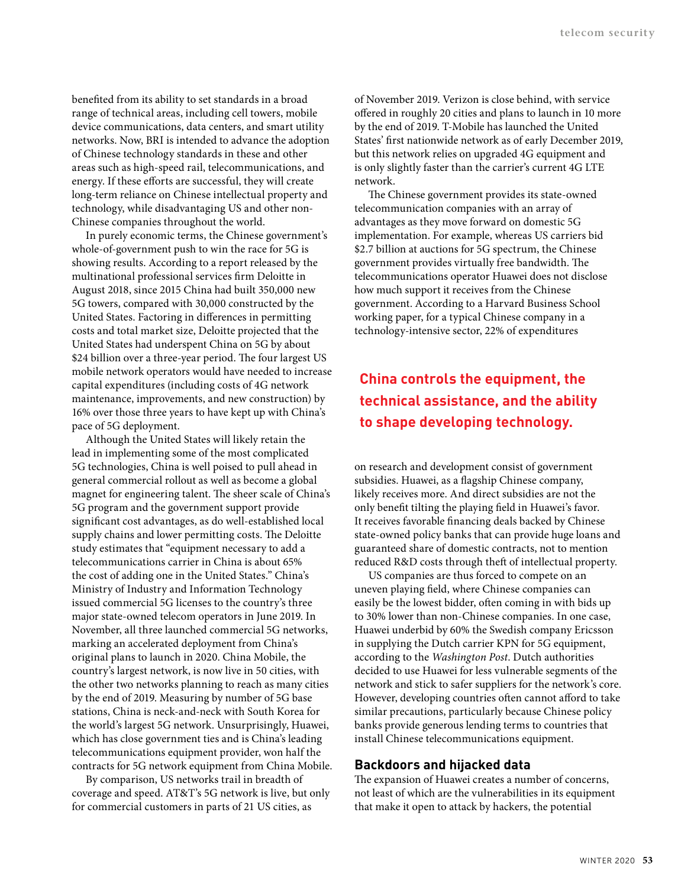benefited from its ability to set standards in a broad range of technical areas, including cell towers, mobile device communications, data centers, and smart utility networks. Now, BRI is intended to advance the adoption of Chinese technology standards in these and other areas such as high-speed rail, telecommunications, and energy. If these efforts are successful, they will create long-term reliance on Chinese intellectual property and technology, while disadvantaging US and other non-Chinese companies throughout the world.

In purely economic terms, the Chinese government's whole-of-government push to win the race for 5G is showing results. According to a report released by the multinational professional services firm Deloitte in August 2018, since 2015 China had built 350,000 new 5G towers, compared with 30,000 constructed by the United States. Factoring in differences in permitting costs and total market size, Deloitte projected that the United States had underspent China on 5G by about $24 billion over a three-year period. The four largest US mobile network operators would have needed to increase capital expenditures (including costs of 4G network maintenance, improvements, and new construction) by 16% over those three years to have kept up with China's pace of 5G deployment.

Although the United States will likely retain the lead in implementing some of the most complicated 5G technologies, China is well poised to pull ahead in general commercial rollout as well as become a global magnet for engineering talent. The sheer scale of China's 5G program and the government support provide significant cost advantages, as do well-established local supply chains and lower permitting costs. The Deloitte study estimates that "equipment necessary to add a telecommunications carrier in China is about 65% the cost of adding one in the United States." China's Ministry of Industry and Information Technology issued commercial 5G licenses to the country's three major state-owned telecom operators in June 2019. In November, all three launched commercial 5G networks, marking an accelerated deployment from China's original plans to launch in 2020. China Mobile, the country's largest network, is now live in 50 cities, with the other two networks planning to reach as many cities by the end of 2019. Measuring by number of 5G base stations, China is neck-and-neck with South Korea for the world's largest 5G network. Unsurprisingly, Huawei, which has close government ties and is China's leading telecommunications equipment provider, won half the contracts for 5G network equipment from China Mobile.

By comparison, US networks trail in breadth of coverage and speed. AT&T's 5G network is live, but only for commercial customers in parts of 21 US cities, as of November 2019. Verizon is close behind, with service offered in roughly 20 cities and plans to launch in 10 more by the end of 2019. T-Mobile has launched the United States' first nationwide network as of early December 2019, but this network relies on upgraded 4G equipment and is only slightly faster than the carrier's current 4G LTE network.

The Chinese government provides its state-owned telecommunication companies with an array of advantages as they move forward on domestic 5G implementation. For example, whereas US carriers bid $2.7 billion at auctions for 5G spectrum, the Chinese government provides virtually free bandwidth. The telecommunications operator Huawei does not disclose how much support it receives from the Chinese government. According to a Harvard Business School working paper, for a typical Chinese company in a technology-intensive sector, 22% of expenditures on research and development consist of government subsidies. Huawei, as a flagship Chinese company, likely receives more. And direct subsidies are not the only benefit tilting the playing field in Huawei's favor. It receives favorable financing deals backed by Chinese state-owned policy banks that can provide huge loans and guaranteed share of domestic contracts, not to mention reduced R&D costs through theft of intellectual property.

**China controls the equipment, the technical assistance, and the ability to shape developing technology.**

US companies are thus forced to compete on an uneven playing field, where Chinese companies can easily be the lowest bidder, often coming in with bids up to 30% lower than non-Chinese companies. In one case, Huawei underbid by 60% the Swedish company Ericsson in supplying the Dutch carrier KPN for 5G equipment, according to the *Washington Post*. Dutch authorities decided to use Huawei for less vulnerable segments of the network and stick to safer suppliers for the network's core. However, developing countries often cannot afford to take similar precautions, particularly because Chinese policy banks provide generous lending terms to countries that install Chinese telecommunications equipment.

## Backdoors and hijacked data

The expansion of Huawei creates a number of concerns, not least of which are the vulnerabilities in its equipment that make it open to attack by hackers, the potential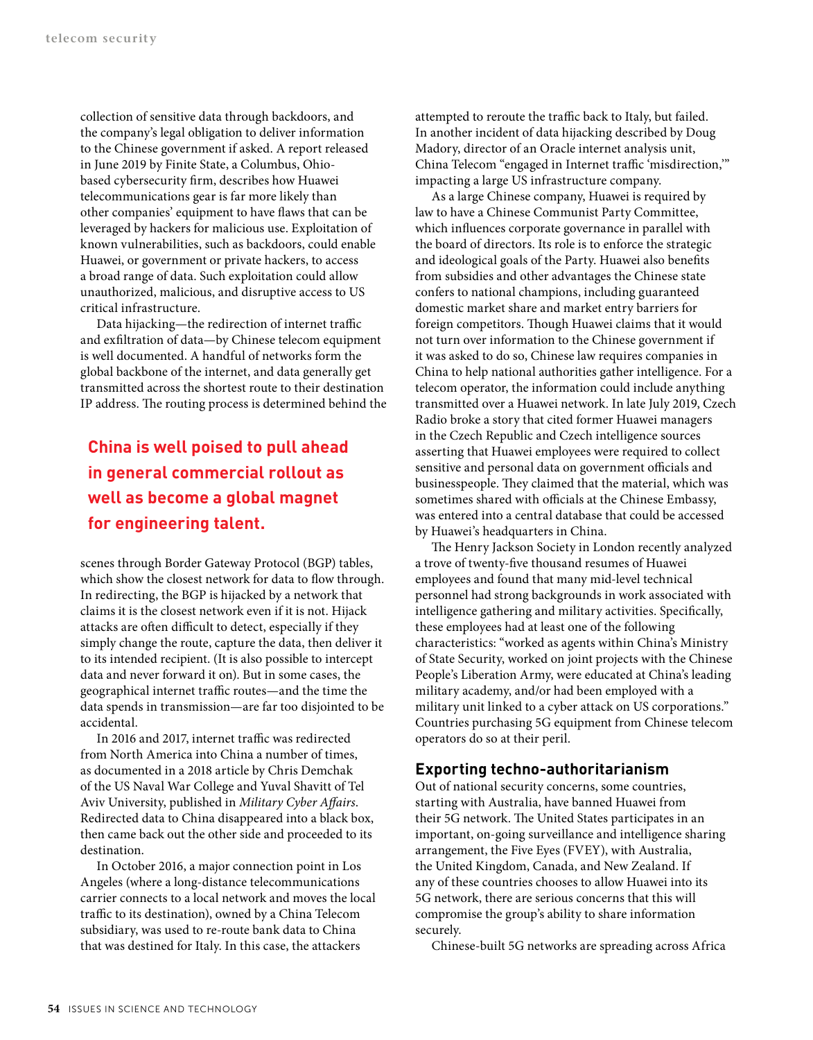collection of sensitive data through backdoors, and the company's legal obligation to deliver information to the Chinese government if asked. A report released in June 2019 by Finite State, a Columbus, Ohio-based cybersecurity firm, describes how Huawei telecommunications gear is far more likely than other companies' equipment to have flaws that can be leveraged by hackers for malicious use. Exploitation of known vulnerabilities, such as backdoors, could enable Huawei, or government or private hackers, to access a broad range of data. Such exploitation could allow unauthorized, malicious, and disruptive access to US critical infrastructure.

Data hijacking—the redirection of internet traffic and exfiltration of data—by Chinese telecom equipment is well documented. A handful of networks form the global backbone of the internet, and data generally get transmitted across the shortest route to their destination IP address. The routing process is determined behind the scenes through Border Gateway Protocol (BGP) tables, which show the closest network for data to flow through. In redirecting, the BGP is hijacked by a network that claims it is the closest network even if it is not. Hijack attacks are often difficult to detect, especially if they simply change the route, capture the data, then deliver it to its intended recipient. (It is also possible to intercept data and never forward it on). But in some cases, the geographical internet traffic routes—and the time the data spends in transmission—are far too disjointed to be accidental.

**China is well poised to pull ahead in general commercial rollout as well as become a global magnet for engineering talent.**

In 2016 and 2017, internet traffic was redirected from North America into China a number of times, as documented in a 2018 article by Chris Demchak of the US Naval War College and Yuval Shavitt of Tel Aviv University, published in *Military Cyber Affairs*. Redirected data to China disappeared into a black box, then came back out the other side and proceeded to its destination.

In October 2016, a major connection point in Los Angeles (where a long-distance telecommunications carrier connects to a local network and moves the local traffic to its destination), owned by a China Telecom subsidiary, was used to re-route bank data to China that was destined for Italy. In this case, the attackers attempted to reroute the traffic back to Italy, but failed. In another incident of data hijacking described by Doug Madory, director of an Oracle internet analysis unit, China Telecom "engaged in Internet traffic 'misdirection,'" impacting a large US infrastructure company.

As a large Chinese company, Huawei is required by law to have a Chinese Communist Party Committee, which influences corporate governance in parallel with the board of directors. Its role is to enforce the strategic and ideological goals of the Party. Huawei also benefits from subsidies and other advantages the Chinese state confers to national champions, including guaranteed domestic market share and market entry barriers for foreign competitors. Though Huawei claims that it would not turn over information to the Chinese government if it was asked to do so, Chinese law requires companies in China to help national authorities gather intelligence. For a telecom operator, the information could include anything transmitted over a Huawei network. In late July 2019, Czech Radio broke a story that cited former Huawei managers in the Czech Republic and Czech intelligence sources asserting that Huawei employees were required to collect sensitive and personal data on government officials and businesspeople. They claimed that the material, which was sometimes shared with officials at the Chinese Embassy, was entered into a central database that could be accessed by Huawei's headquarters in China.

The Henry Jackson Society in London recently analyzed a trove of twenty-five thousand resumes of Huawei employees and found that many mid-level technical personnel had strong backgrounds in work associated with intelligence gathering and military activities. Specifically, these employees had at least one of the following characteristics: "worked as agents within China's Ministry of State Security, worked on joint projects with the Chinese People's Liberation Army, were educated at China's leading military academy, and/or had been employed with a military unit linked to a cyber attack on US corporations." Countries purchasing 5G equipment from Chinese telecom operators do so at their peril.

## Exporting techno-authoritarianism

Out of national security concerns, some countries, starting with Australia, have banned Huawei from their 5G network. The United States participates in an important, on-going surveillance and intelligence sharing arrangement, the Five Eyes (FVEY), with Australia, the United Kingdom, Canada, and New Zealand. If any of these countries chooses to allow Huawei into its 5G network, there are serious concerns that this will compromise the group's ability to share information securely.

Chinese-built 5G networks are spreading across Africa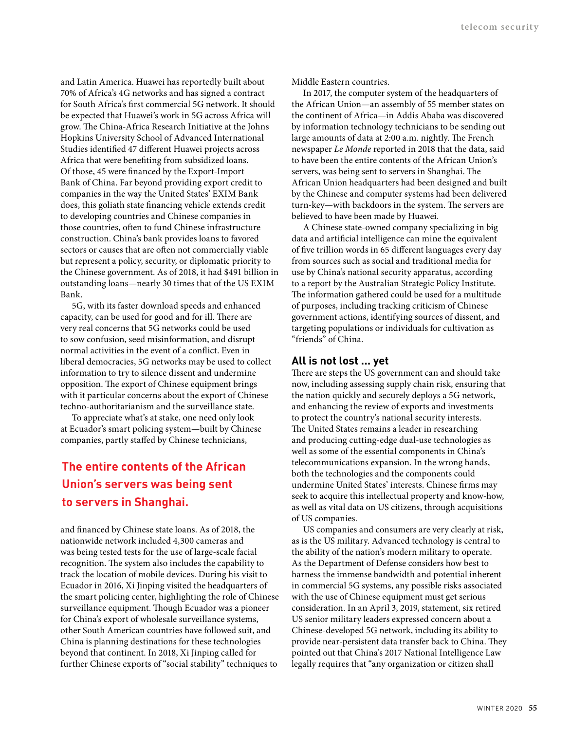and Latin America. Huawei has reportedly built about 70% of Africa's 4G networks and has signed a contract for South Africa's first commercial 5G network. It should be expected that Huawei's work in 5G across Africa will grow. The China-Africa Research Initiative at the Johns Hopkins University School of Advanced International Studies identified 47 different Huawei projects across Africa that were benefiting from subsidized loans. Of those, 45 were financed by the Export-Import Bank of China. Far beyond providing export credit to companies in the way the United States' EXIM Bank does, this goliath state financing vehicle extends credit to developing countries and Chinese companies in those countries, often to fund Chinese infrastructure construction. China's bank provides loans to favored sectors or causes that are often not commercially viable but represent a policy, security, or diplomatic priority to the Chinese government. As of 2018, it had $491 billion in outstanding loans—nearly 30 times that of the US EXIM Bank.

5G, with its faster download speeds and enhanced capacity, can be used for good and for ill. There are very real concerns that 5G networks could be used to sow confusion, seed misinformation, and disrupt normal activities in the event of a conflict. Even in liberal democracies, 5G networks may be used to collect information to try to silence dissent and undermine opposition. The export of Chinese equipment brings with it particular concerns about the export of Chinese techno-authoritarianism and the surveillance state.

To appreciate what's at stake, one need only look at Ecuador's smart policing system—built by Chinese companies, partly staffed by Chinese technicians, and financed by Chinese state loans. As of 2018, the nationwide network included 4,300 cameras and was being tested tests for the use of large-scale facial recognition. The system also includes the capability to track the location of mobile devices. During his visit to Ecuador in 2016, Xi Jinping visited the headquarters of the smart policing center, highlighting the role of Chinese surveillance equipment. Though Ecuador was a pioneer for China's export of wholesale surveillance systems, other South American countries have followed suit, and China is planning destinations for these technologies beyond that continent. In 2018, Xi Jinping called for further Chinese exports of "social stability" techniques to Middle Eastern countries.

**The entire contents of the African Union's servers was being sent to servers in Shanghai.**

In 2017, the computer system of the headquarters of the African Union—an assembly of 55 member states on the continent of Africa—in Addis Ababa was discovered by information technology technicians to be sending out large amounts of data at 2:00 a.m. nightly. The French newspaper *Le Monde* reported in 2018 that the data, said to have been the entire contents of the African Union's servers, was being sent to servers in Shanghai. The African Union headquarters had been designed and built by the Chinese and computer systems had been delivered turn-key—with backdoors in the system. The servers are believed to have been made by Huawei.

A Chinese state-owned company specializing in big data and artificial intelligence can mine the equivalent of five trillion words in 65 different languages every day from sources such as social and traditional media for use by China's national security apparatus, according to a report by the Australian Strategic Policy Institute. The information gathered could be used for a multitude of purposes, including tracking criticism of Chinese government actions, identifying sources of dissent, and targeting populations or individuals for cultivation as "friends" of China.

## All is not lost ... yet

There are steps the US government can and should take now, including assessing supply chain risk, ensuring that the nation quickly and securely deploys a 5G network, and enhancing the review of exports and investments to protect the country's national security interests. The United States remains a leader in researching and producing cutting-edge dual-use technologies as well as some of the essential components in China's telecommunications expansion. In the wrong hands, both the technologies and the components could undermine United States' interests. Chinese firms may seek to acquire this intellectual property and know-how, as well as vital data on US citizens, through acquisitions of US companies.

US companies and consumers are very clearly at risk, as is the US military. Advanced technology is central to the ability of the nation's modern military to operate. As the Department of Defense considers how best to harness the immense bandwidth and potential inherent in commercial 5G systems, any possible risks associated with the use of Chinese equipment must get serious consideration. In an April 3, 2019, statement, six retired US senior military leaders expressed concern about a Chinese-developed 5G network, including its ability to provide near-persistent data transfer back to China. They pointed out that China's 2017 National Intelligence Law legally requires that "any organization or citizen shall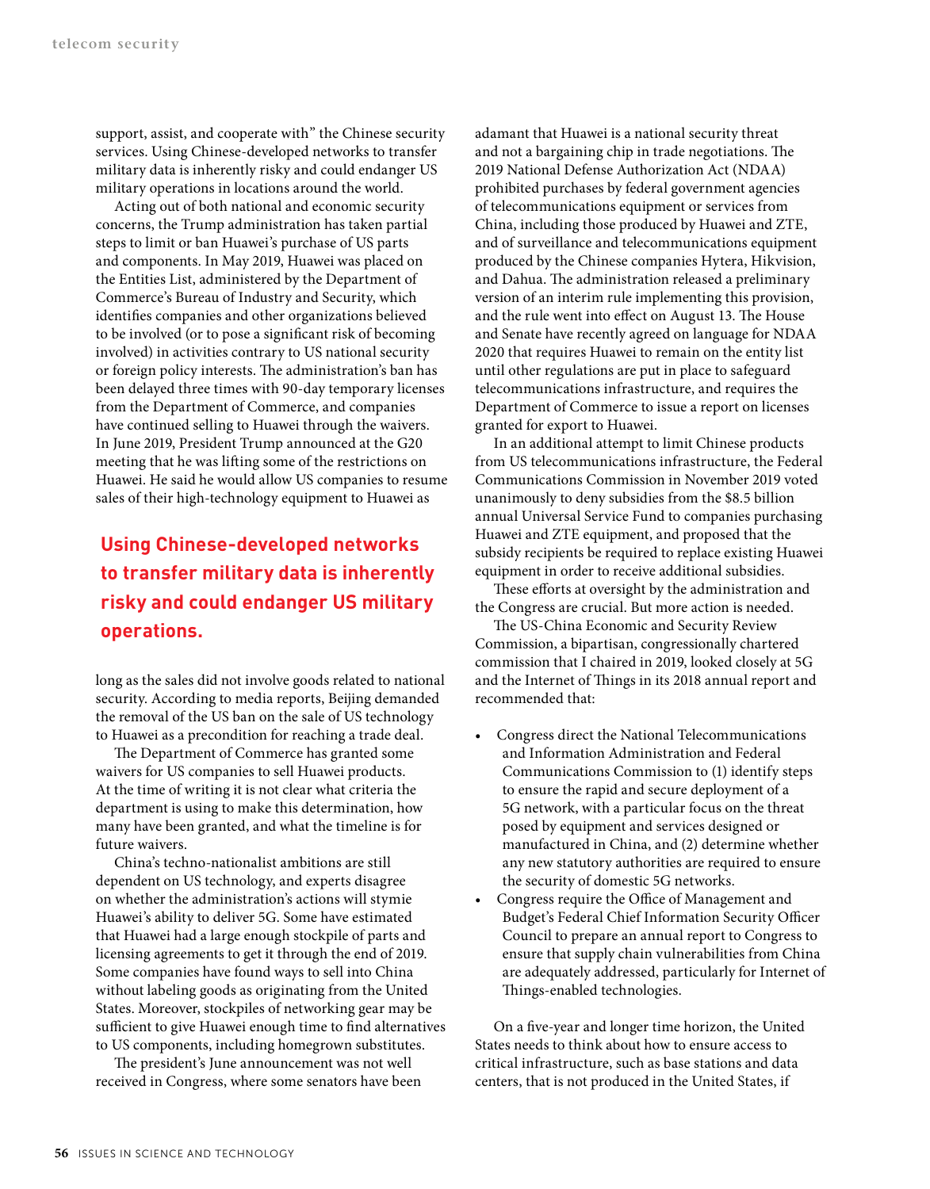support, assist, and cooperate with" the Chinese security services. Using Chinese-developed networks to transfer military data is inherently risky and could endanger US military operations in locations around the world.

Acting out of both national and economic security concerns, the Trump administration has taken partial steps to limit or ban Huawei's purchase of US parts and components. In May 2019, Huawei was placed on the Entities List, administered by the Department of Commerce's Bureau of Industry and Security, which identifies companies and other organizations believed to be involved (or to pose a significant risk of becoming involved) in activities contrary to US national security or foreign policy interests. The administration's ban has been delayed three times with 90-day temporary licenses from the Department of Commerce, and companies have continued selling to Huawei through the waivers. In June 2019, President Trump announced at the G20 meeting that he was lifting some of the restrictions on Huawei. He said he would allow US companies to resume sales of their high-technology equipment to Huawei as long as the sales did not involve goods related to national security. According to media reports, Beijing demanded the removal of the US ban on the sale of US technology to Huawei as a precondition for reaching a trade deal.

**Using Chinese-developed networks to transfer military data is inherently risky and could endanger US military operations.**

The Department of Commerce has granted some waivers for US companies to sell Huawei products. At the time of writing it is not clear what criteria the department is using to make this determination, how many have been granted, and what the timeline is for future waivers.

China's techno-nationalist ambitions are still dependent on US technology, and experts disagree on whether the administration's actions will stymie Huawei's ability to deliver 5G. Some have estimated that Huawei had a large enough stockpile of parts and licensing agreements to get it through the end of 2019. Some companies have found ways to sell into China without labeling goods as originating from the United States. Moreover, stockpiles of networking gear may be sufficient to give Huawei enough time to find alternatives to US components, including homegrown substitutes.

The president's June announcement was not well received in Congress, where some senators have been adamant that Huawei is a national security threat and not a bargaining chip in trade negotiations. The 2019 National Defense Authorization Act (NDAA) prohibited purchases by federal government agencies of telecommunications equipment or services from China, including those produced by Huawei and ZTE, and of surveillance and telecommunications equipment produced by the Chinese companies Hytera, Hikvision, and Dahua. The administration released a preliminary version of an interim rule implementing this provision, and the rule went into effect on August 13. The House and Senate have recently agreed on language for NDAA 2020 that requires Huawei to remain on the entity list until other regulations are put in place to safeguard telecommunications infrastructure, and requires the Department of Commerce to issue a report on licenses granted for export to Huawei.

In an additional attempt to limit Chinese products from US telecommunications infrastructure, the Federal Communications Commission in November 2019 voted unanimously to deny subsidies from the $8.5 billion annual Universal Service Fund to companies purchasing Huawei and ZTE equipment, and proposed that the subsidy recipients be required to replace existing Huawei equipment in order to receive additional subsidies.

These efforts at oversight by the administration and the Congress are crucial. But more action is needed.

The US-China Economic and Security Review Commission, a bipartisan, congressionally chartered commission that I chaired in 2019, looked closely at 5G and the Internet of Things in its 2018 annual report and recommended that:

- Congress direct the National Telecommunications and Information Administration and Federal Communications Commission to (1) identify steps to ensure the rapid and secure deployment of a 5G network, with a particular focus on the threat posed by equipment and services designed or manufactured in China, and (2) determine whether any new statutory authorities are required to ensure the security of domestic 5G networks.
- Congress require the Office of Management and Budget's Federal Chief Information Security Officer Council to prepare an annual report to Congress to ensure that supply chain vulnerabilities from China are adequately addressed, particularly for Internet of Things-enabled technologies.

On a five-year and longer time horizon, the United States needs to think about how to ensure access to critical infrastructure, such as base stations and data centers, that is not produced in the United States, if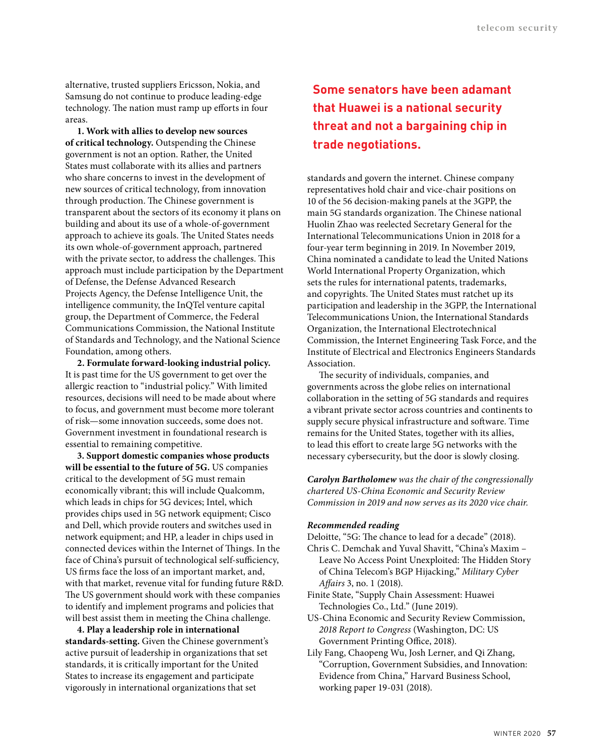alternative, trusted suppliers Ericsson, Nokia, and Samsung do not continue to produce leading-edge technology. The nation must ramp up efforts in four areas.

**1. Work with allies to develop new sources of critical technology.** Outspending the Chinese government is not an option. Rather, the United States must collaborate with its allies and partners who share concerns to invest in the development of new sources of critical technology, from innovation through production. The Chinese government is transparent about the sectors of its economy it plans on building and about its use of a whole-of-government approach to achieve its goals. The United States needs its own whole-of-government approach, partnered with the private sector, to address the challenges. This approach must include participation by the Department of Defense, the Defense Advanced Research Projects Agency, the Defense Intelligence Unit, the intelligence community, the InQTel venture capital group, the Department of Commerce, the Federal Communications Commission, the National Institute of Standards and Technology, and the National Science Foundation, among others.

**2. Formulate forward-looking industrial policy.** It is past time for the US government to get over the allergic reaction to "industrial policy." With limited resources, decisions will need to be made about where to focus, and government must become more tolerant of risk—some innovation succeeds, some does not. Government investment in foundational research is essential to remaining competitive.

**3. Support domestic companies whose products will be essential to the future of 5G.** US companies critical to the development of 5G must remain economically vibrant; this will include Qualcomm, which leads in chips for 5G devices; Intel, which provides chips used in 5G network equipment; Cisco and Dell, which provide routers and switches used in network equipment; and HP, a leader in chips used in connected devices within the Internet of Things. In the face of China's pursuit of technological self-sufficiency, US firms face the loss of an important market, and, with that market, revenue vital for funding future R&D. The US government should work with these companies to identify and implement programs and policies that will best assist them in meeting the China challenge.

**4. Play a leadership role in international standards-setting.** Given the Chinese government's active pursuit of leadership in organizations that set standards, it is critically important for the United States to increase its engagement and participate vigorously in international organizations that set standards and govern the internet. Chinese company representatives hold chair and vice-chair positions on 10 of the 56 decision-making panels at the 3GPP, the main 5G standards organization. The Chinese national Huolin Zhao was reelected Secretary General for the International Telecommunications Union in 2018 for a four-year term beginning in 2019. In November 2019, China nominated a candidate to lead the United Nations World International Property Organization, which sets the rules for international patents, trademarks, and copyrights. The United States must ratchet up its participation and leadership in the 3GPP, the International Telecommunications Union, the International Standards Organization, the International Electrotechnical Commission, the Internet Engineering Task Force, and the Institute of Electrical and Electronics Engineers Standards Association.

**Some senators have been adamant that Huawei is a national security threat and not a bargaining chip in trade negotiations.**

The security of individuals, companies, and governments across the globe relies on international collaboration in the setting of 5G standards and requires a vibrant private sector across countries and continents to supply secure physical infrastructure and software. Time remains for the United States, together with its allies, to lead this effort to create large 5G networks with the necessary cybersecurity, but the door is slowly closing.

***Carolyn Bartholomew** was the chair of the congressionally chartered US-China Economic and Security Review Commission in 2019 and now serves as its 2020 vice chair.*

***Recommended reading***

Deloitte, "5G: The chance to lead for a decade" (2018).

Chris C. Demchak and Yuval Shavitt, "China's Maxim – Leave No Access Point Unexploited: The Hidden Story of China Telecom's BGP Hijacking," *Military Cyber Affairs* 3, no. 1 (2018).

Finite State, "Supply Chain Assessment: Huawei Technologies Co., Ltd." (June 2019).

US-China Economic and Security Review Commission, *2018 Report to Congress* (Washington, DC: US Government Printing Office, 2018).

Lily Fang, Chaopeng Wu, Josh Lerner, and Qi Zhang, "Corruption, Government Subsidies, and Innovation: Evidence from China," Harvard Business School, working paper 19-031 (2018).